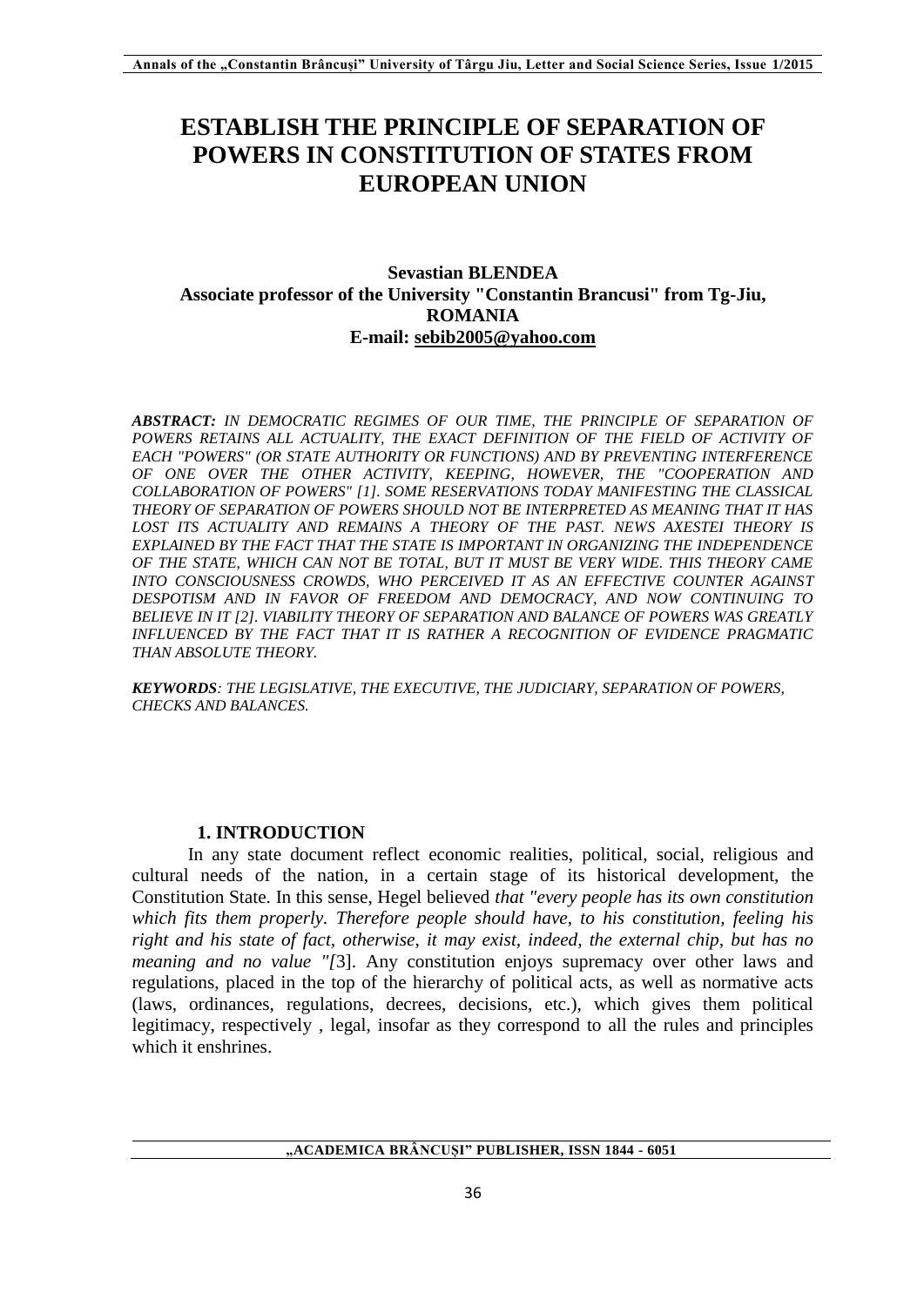# ESTABLISH THE PRINCIPLE OF SEPARATION OF POWERS IN CONSTITUTION OF STATES FROM EUROPEAN UNION

**Sevastian BLENDEA**
**Associate professor of the University "Constantin Brancusi" from Tg-Jiu, ROMANIA**
**E-mail: sebib2005@yahoo.com**

***ABSTRACT:*** *IN DEMOCRATIC REGIMES OF OUR TIME, THE PRINCIPLE OF SEPARATION OF POWERS RETAINS ALL ACTUALITY, THE EXACT DEFINITION OF THE FIELD OF ACTIVITY OF EACH "POWERS" (OR STATE AUTHORITY OR FUNCTIONS) AND BY PREVENTING INTERFERENCE OF ONE OVER THE OTHER ACTIVITY, KEEPING, HOWEVER, THE "COOPERATION AND COLLABORATION OF POWERS" [1]. SOME RESERVATIONS TODAY MANIFESTING THE CLASSICAL THEORY OF SEPARATION OF POWERS SHOULD NOT BE INTERPRETED AS MEANING THAT IT HAS LOST ITS ACTUALITY AND REMAINS A THEORY OF THE PAST. NEWS AXESTEI THEORY IS EXPLAINED BY THE FACT THAT THE STATE IS IMPORTANT IN ORGANIZING THE INDEPENDENCE OF THE STATE, WHICH CAN NOT BE TOTAL, BUT IT MUST BE VERY WIDE. THIS THEORY CAME INTO CONSCIOUSNESS CROWDS, WHO PERCEIVED IT AS AN EFFECTIVE COUNTER AGAINST DESPOTISM AND IN FAVOR OF FREEDOM AND DEMOCRACY, AND NOW CONTINUING TO BELIEVE IN IT [2]. VIABILITY THEORY OF SEPARATION AND BALANCE OF POWERS WAS GREATLY INFLUENCED BY THE FACT THAT IT IS RATHER A RECOGNITION OF EVIDENCE PRAGMATIC THAN ABSOLUTE THEORY.*

***KEYWORDS****: THE LEGISLATIVE, THE EXECUTIVE, THE JUDICIARY, SEPARATION OF POWERS, CHECKS AND BALANCES.*

## 1. INTRODUCTION

In any state document reflect economic realities, political, social, religious and cultural needs of the nation, in a certain stage of its historical development, the Constitution State. In this sense, Hegel believed *that "every people has its own constitution which fits them properly. Therefore people should have, to his constitution, feeling his right and his state of fact, otherwise, it may exist, indeed, the external chip, but has no meaning and no value "[*3]. Any constitution enjoys supremacy over other laws and regulations, placed in the top of the hierarchy of political acts, as well as normative acts (laws, ordinances, regulations, decrees, decisions, etc.), which gives them political legitimacy, respectively , legal, insofar as they correspond to all the rules and principles which it enshrines.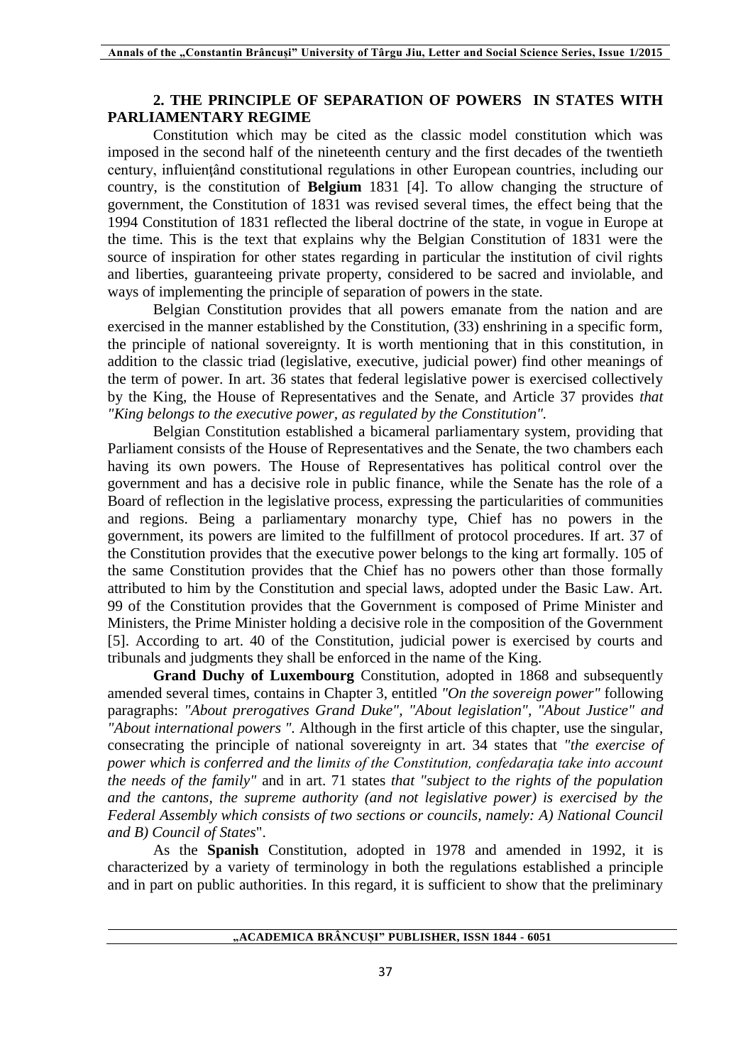## 2. THE PRINCIPLE OF SEPARATION OF POWERS IN STATES WITH PARLIAMENTARY REGIME

Constitution which may be cited as the classic model constitution which was imposed in the second half of the nineteenth century and the first decades of the twentieth century, influienţând constitutional regulations in other European countries, including our country, is the constitution of **Belgium** 1831 [4]. To allow changing the structure of government, the Constitution of 1831 was revised several times, the effect being that the 1994 Constitution of 1831 reflected the liberal doctrine of the state, in vogue in Europe at the time. This is the text that explains why the Belgian Constitution of 1831 were the source of inspiration for other states regarding in particular the institution of civil rights and liberties, guaranteeing private property, considered to be sacred and inviolable, and ways of implementing the principle of separation of powers in the state.

Belgian Constitution provides that all powers emanate from the nation and are exercised in the manner established by the Constitution, (33) enshrining in a specific form, the principle of national sovereignty. It is worth mentioning that in this constitution, in addition to the classic triad (legislative, executive, judicial power) find other meanings of the term of power. In art. 36 states that federal legislative power is exercised collectively by the King, the House of Representatives and the Senate, and Article 37 provides *that "King belongs to the executive power, as regulated by the Constitution".*

Belgian Constitution established a bicameral parliamentary system, providing that Parliament consists of the House of Representatives and the Senate, the two chambers each having its own powers. The House of Representatives has political control over the government and has a decisive role in public finance, while the Senate has the role of a Board of reflection in the legislative process, expressing the particularities of communities and regions. Being a parliamentary monarchy type, Chief has no powers in the government, its powers are limited to the fulfillment of protocol procedures. If art. 37 of the Constitution provides that the executive power belongs to the king art formally. 105 of the same Constitution provides that the Chief has no powers other than those formally attributed to him by the Constitution and special laws, adopted under the Basic Law. Art. 99 of the Constitution provides that the Government is composed of Prime Minister and Ministers, the Prime Minister holding a decisive role in the composition of the Government [5]. According to art. 40 of the Constitution, judicial power is exercised by courts and tribunals and judgments they shall be enforced in the name of the King.

**Grand Duchy of Luxembourg** Constitution, adopted in 1868 and subsequently amended several times, contains in Chapter 3, entitled *"On the sovereign power"* following paragraphs: *"About prerogatives Grand Duke", "About legislation", "About Justice" and "About international powers ".* Although in the first article of this chapter, use the singular, consecrating the principle of national sovereignty in art. 34 states that *"the exercise of power which is conferred and the limits of the Constitution, confedaraţia take into account the needs of the family"* and in art. 71 states *that "subject to the rights of the population and the cantons, the supreme authority (and not legislative power) is exercised by the Federal Assembly which consists of two sections or councils, namely: A) National Council and B) Council of States*".

As the **Spanish** Constitution, adopted in 1978 and amended in 1992, it is characterized by a variety of terminology in both the regulations established a principle and in part on public authorities. In this regard, it is sufficient to show that the preliminary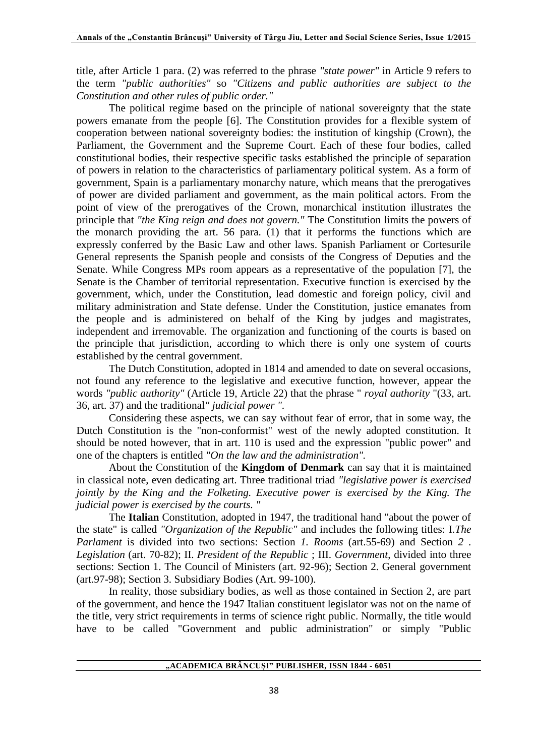title, after Article 1 para. (2) was referred to the phrase *"state power"* in Article 9 refers to the term *"public authorities"* so *"Citizens and public authorities are subject to the Constitution and other rules of public order."*

The political regime based on the principle of national sovereignty that the state powers emanate from the people [6]. The Constitution provides for a flexible system of cooperation between national sovereignty bodies: the institution of kingship (Crown), the Parliament, the Government and the Supreme Court. Each of these four bodies, called constitutional bodies, their respective specific tasks established the principle of separation of powers in relation to the characteristics of parliamentary political system. As a form of government, Spain is a parliamentary monarchy nature, which means that the prerogatives of power are divided parliament and government, as the main political actors. From the point of view of the prerogatives of the Crown, monarchical institution illustrates the principle that *"the King reign and does not govern."* The Constitution limits the powers of the monarch providing the art. 56 para. (1) that it performs the functions which are expressly conferred by the Basic Law and other laws. Spanish Parliament or Cortesurile General represents the Spanish people and consists of the Congress of Deputies and the Senate. While Congress MPs room appears as a representative of the population [7], the Senate is the Chamber of territorial representation. Executive function is exercised by the government, which, under the Constitution, lead domestic and foreign policy, civil and military administration and State defense. Under the Constitution, justice emanates from the people and is administered on behalf of the King by judges and magistrates, independent and irremovable. The organization and functioning of the courts is based on the principle that jurisdiction, according to which there is only one system of courts established by the central government.

The Dutch Constitution, adopted in 1814 and amended to date on several occasions, not found any reference to the legislative and executive function, however, appear the words *"public authority"* (Article 19, Article 22) that the phrase " *royal authority* "(33, art. 36, art. 37) and the traditional*" judicial power ".*

Considering these aspects, we can say without fear of error, that in some way, the Dutch Constitution is the "non-conformist" west of the newly adopted constitution. It should be noted however, that in art. 110 is used and the expression "public power" and one of the chapters is entitled *"On the law and the administration".*

About the Constitution of the **Kingdom of Denmark** can say that it is maintained in classical note, even dedicating art. Three traditional triad *"legislative power is exercised jointly by the King and the Folketing. Executive power is exercised by the King. The judicial power is exercised by the courts. "*

The **Italian** Constitution, adopted in 1947, the traditional hand "about the power of the state" is called *"Organization of the Republic"* and includes the following titles: I.*The Parlament* is divided into two sections: Section *1. Rooms* (art.55-69) and Section *2 . Legislation* (art. 70-82); II. *President of the Republic* ; III. *Government*, divided into three sections: Section 1. The Council of Ministers (art. 92-96); Section 2. General government (art.97-98); Section 3. Subsidiary Bodies (Art. 99-100).

In reality, those subsidiary bodies, as well as those contained in Section 2, are part of the government, and hence the 1947 Italian constituent legislator was not on the name of the title, very strict requirements in terms of science right public. Normally, the title would have to be called "Government and public administration" or simply "Public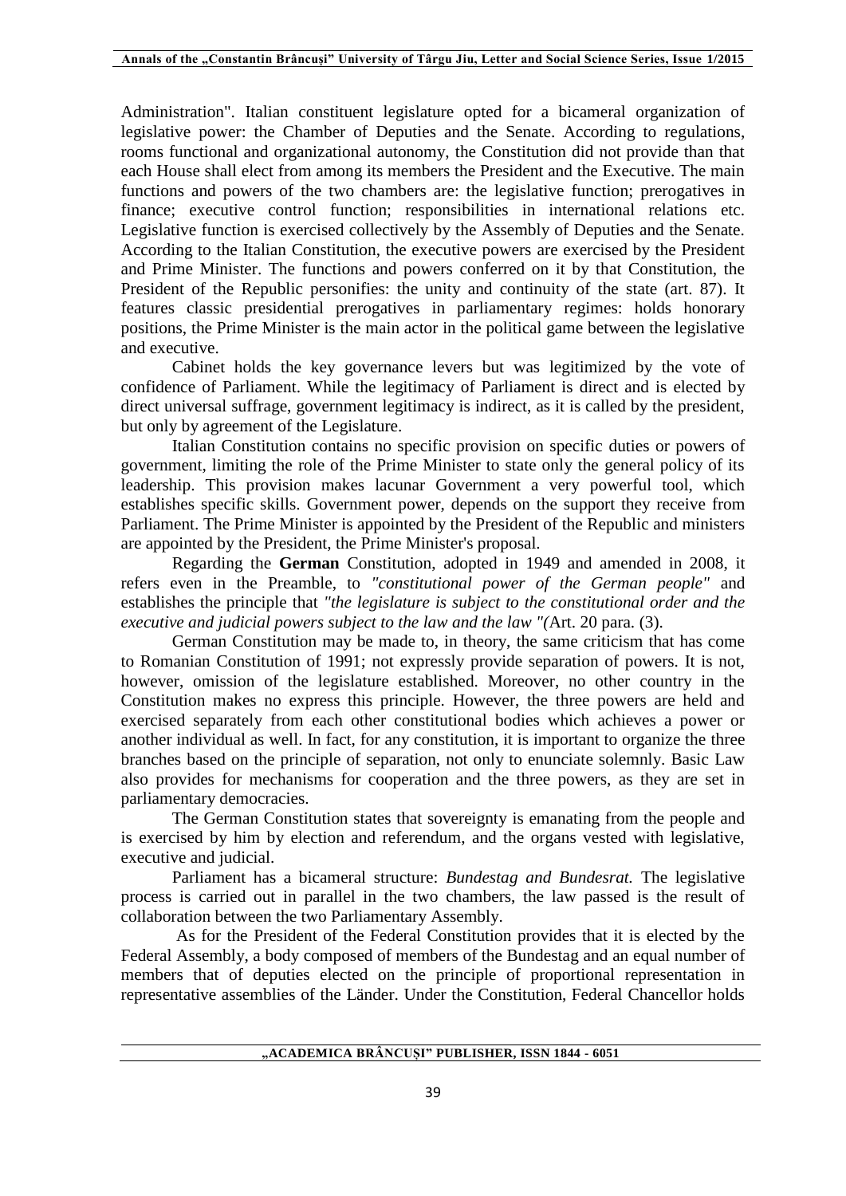Administration". Italian constituent legislature opted for a bicameral organization of legislative power: the Chamber of Deputies and the Senate. According to regulations, rooms functional and organizational autonomy, the Constitution did not provide than that each House shall elect from among its members the President and the Executive. The main functions and powers of the two chambers are: the legislative function; prerogatives in finance; executive control function; responsibilities in international relations etc. Legislative function is exercised collectively by the Assembly of Deputies and the Senate. According to the Italian Constitution, the executive powers are exercised by the President and Prime Minister. The functions and powers conferred on it by that Constitution, the President of the Republic personifies: the unity and continuity of the state (art. 87). It features classic presidential prerogatives in parliamentary regimes: holds honorary positions, the Prime Minister is the main actor in the political game between the legislative and executive.

Cabinet holds the key governance levers but was legitimized by the vote of confidence of Parliament. While the legitimacy of Parliament is direct and is elected by direct universal suffrage, government legitimacy is indirect, as it is called by the president, but only by agreement of the Legislature.

Italian Constitution contains no specific provision on specific duties or powers of government, limiting the role of the Prime Minister to state only the general policy of its leadership. This provision makes lacunar Government a very powerful tool, which establishes specific skills. Government power, depends on the support they receive from Parliament. The Prime Minister is appointed by the President of the Republic and ministers are appointed by the President, the Prime Minister's proposal.

Regarding the **German** Constitution, adopted in 1949 and amended in 2008, it refers even in the Preamble, to *"constitutional power of the German people"* and establishes the principle that *"the legislature is subject to the constitutional order and the executive and judicial powers subject to the law and the law "(*Art. 20 para. (3).

German Constitution may be made to, in theory, the same criticism that has come to Romanian Constitution of 1991; not expressly provide separation of powers. It is not, however, omission of the legislature established. Moreover, no other country in the Constitution makes no express this principle. However, the three powers are held and exercised separately from each other constitutional bodies which achieves a power or another individual as well. In fact, for any constitution, it is important to organize the three branches based on the principle of separation, not only to enunciate solemnly. Basic Law also provides for mechanisms for cooperation and the three powers, as they are set in parliamentary democracies.

The German Constitution states that sovereignty is emanating from the people and is exercised by him by election and referendum, and the organs vested with legislative, executive and judicial.

Parliament has a bicameral structure: *Bundestag and Bundesrat.* The legislative process is carried out in parallel in the two chambers, the law passed is the result of collaboration between the two Parliamentary Assembly.

As for the President of the Federal Constitution provides that it is elected by the Federal Assembly, a body composed of members of the Bundestag and an equal number of members that of deputies elected on the principle of proportional representation in representative assemblies of the Länder. Under the Constitution, Federal Chancellor holds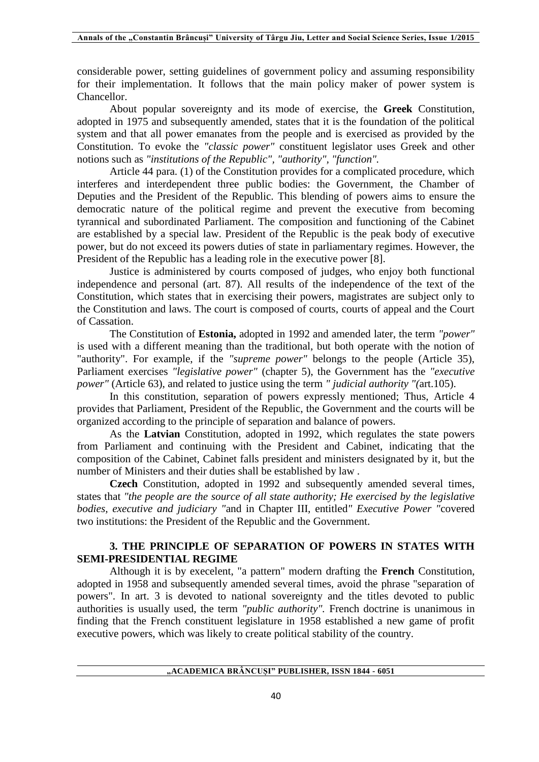considerable power, setting guidelines of government policy and assuming responsibility for their implementation. It follows that the main policy maker of power system is Chancellor.

About popular sovereignty and its mode of exercise, the **Greek** Constitution, adopted in 1975 and subsequently amended, states that it is the foundation of the political system and that all power emanates from the people and is exercised as provided by the Constitution. To evoke the *"classic power"* constituent legislator uses Greek and other notions such as *"institutions of the Republic"*, *"authority"*, *"function"*.

Article 44 para. (1) of the Constitution provides for a complicated procedure, which interferes and interdependent three public bodies: the Government, the Chamber of Deputies and the President of the Republic. This blending of powers aims to ensure the democratic nature of the political regime and prevent the executive from becoming tyrannical and subordinated Parliament. The composition and functioning of the Cabinet are established by a special law. President of the Republic is the peak body of executive power, but do not exceed its powers duties of state in parliamentary regimes. However, the President of the Republic has a leading role in the executive power [8].

Justice is administered by courts composed of judges, who enjoy both functional independence and personal (art. 87). All results of the independence of the text of the Constitution, which states that in exercising their powers, magistrates are subject only to the Constitution and laws. The court is composed of courts, courts of appeal and the Court of Cassation.

The Constitution of **Estonia,** adopted in 1992 and amended later, the term *"power"* is used with a different meaning than the traditional, but both operate with the notion of "authority". For example, if the *"supreme power"* belongs to the people (Article 35), Parliament exercises *"legislative power"* (chapter 5), the Government has the *"executive power"* (Article 63), and related to justice using the term *" judicial authority "(*art.105).

In this constitution, separation of powers expressly mentioned; Thus, Article 4 provides that Parliament, President of the Republic, the Government and the courts will be organized according to the principle of separation and balance of powers.

As the **Latvian** Constitution, adopted in 1992, which regulates the state powers from Parliament and continuing with the President and Cabinet, indicating that the composition of the Cabinet, Cabinet falls president and ministers designated by it, but the number of Ministers and their duties shall be established by law .

**Czech** Constitution, adopted in 1992 and subsequently amended several times, states that *"the people are the source of all state authority; He exercised by the legislative bodies, executive and judiciary "*and in Chapter III, entitled*" Executive Power "*covered two institutions: the President of the Republic and the Government.

## 3. THE PRINCIPLE OF SEPARATION OF POWERS IN STATES WITH SEMI-PRESIDENTIAL REGIME

Although it is by execelent, "a pattern" modern drafting the **French** Constitution, adopted in 1958 and subsequently amended several times, avoid the phrase "separation of powers". In art. 3 is devoted to national sovereignty and the titles devoted to public authorities is usually used, the term *"public authority"*. French doctrine is unanimous in finding that the French constituent legislature in 1958 established a new game of profit executive powers, which was likely to create political stability of the country.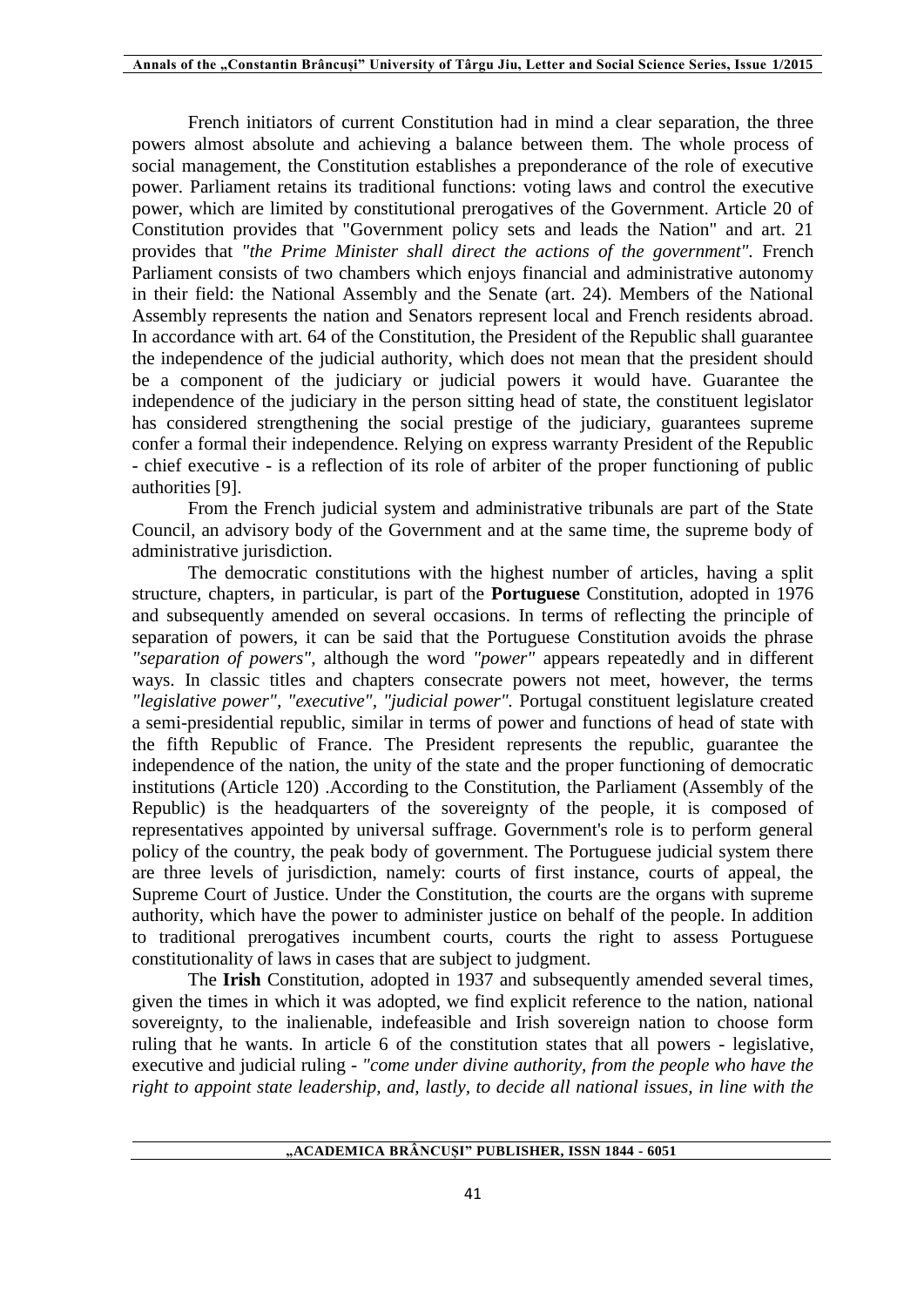French initiators of current Constitution had in mind a clear separation, the three powers almost absolute and achieving a balance between them. The whole process of social management, the Constitution establishes a preponderance of the role of executive power. Parliament retains its traditional functions: voting laws and control the executive power, which are limited by constitutional prerogatives of the Government. Article 20 of Constitution provides that "Government policy sets and leads the Nation" and art. 21 provides that *"the Prime Minister shall direct the actions of the government"*. French Parliament consists of two chambers which enjoys financial and administrative autonomy in their field: the National Assembly and the Senate (art. 24). Members of the National Assembly represents the nation and Senators represent local and French residents abroad. In accordance with art. 64 of the Constitution, the President of the Republic shall guarantee the independence of the judicial authority, which does not mean that the president should be a component of the judiciary or judicial powers it would have. Guarantee the independence of the judiciary in the person sitting head of state, the constituent legislator has considered strengthening the social prestige of the judiciary, guarantees supreme confer a formal their independence. Relying on express warranty President of the Republic - chief executive - is a reflection of its role of arbiter of the proper functioning of public authorities [9].

From the French judicial system and administrative tribunals are part of the State Council, an advisory body of the Government and at the same time, the supreme body of administrative jurisdiction.

The democratic constitutions with the highest number of articles, having a split structure, chapters, in particular, is part of the **Portuguese** Constitution, adopted in 1976 and subsequently amended on several occasions. In terms of reflecting the principle of separation of powers, it can be said that the Portuguese Constitution avoids the phrase *"separation of powers"*, although the word *"power"* appears repeatedly and in different ways. In classic titles and chapters consecrate powers not meet, however, the terms *"legislative power"*, *"executive"*, *"judicial power"*. Portugal constituent legislature created a semi-presidential republic, similar in terms of power and functions of head of state with the fifth Republic of France. The President represents the republic, guarantee the independence of the nation, the unity of the state and the proper functioning of democratic institutions (Article 120) .According to the Constitution, the Parliament (Assembly of the Republic) is the headquarters of the sovereignty of the people, it is composed of representatives appointed by universal suffrage. Government's role is to perform general policy of the country, the peak body of government. The Portuguese judicial system there are three levels of jurisdiction, namely: courts of first instance, courts of appeal, the Supreme Court of Justice. Under the Constitution, the courts are the organs with supreme authority, which have the power to administer justice on behalf of the people. In addition to traditional prerogatives incumbent courts, courts the right to assess Portuguese constitutionality of laws in cases that are subject to judgment.

The **Irish** Constitution, adopted in 1937 and subsequently amended several times, given the times in which it was adopted, we find explicit reference to the nation, national sovereignty, to the inalienable, indefeasible and Irish sovereign nation to choose form ruling that he wants. In article 6 of the constitution states that all powers - legislative, executive and judicial ruling - *"come under divine authority, from the people who have the right to appoint state leadership, and, lastly, to decide all national issues, in line with the*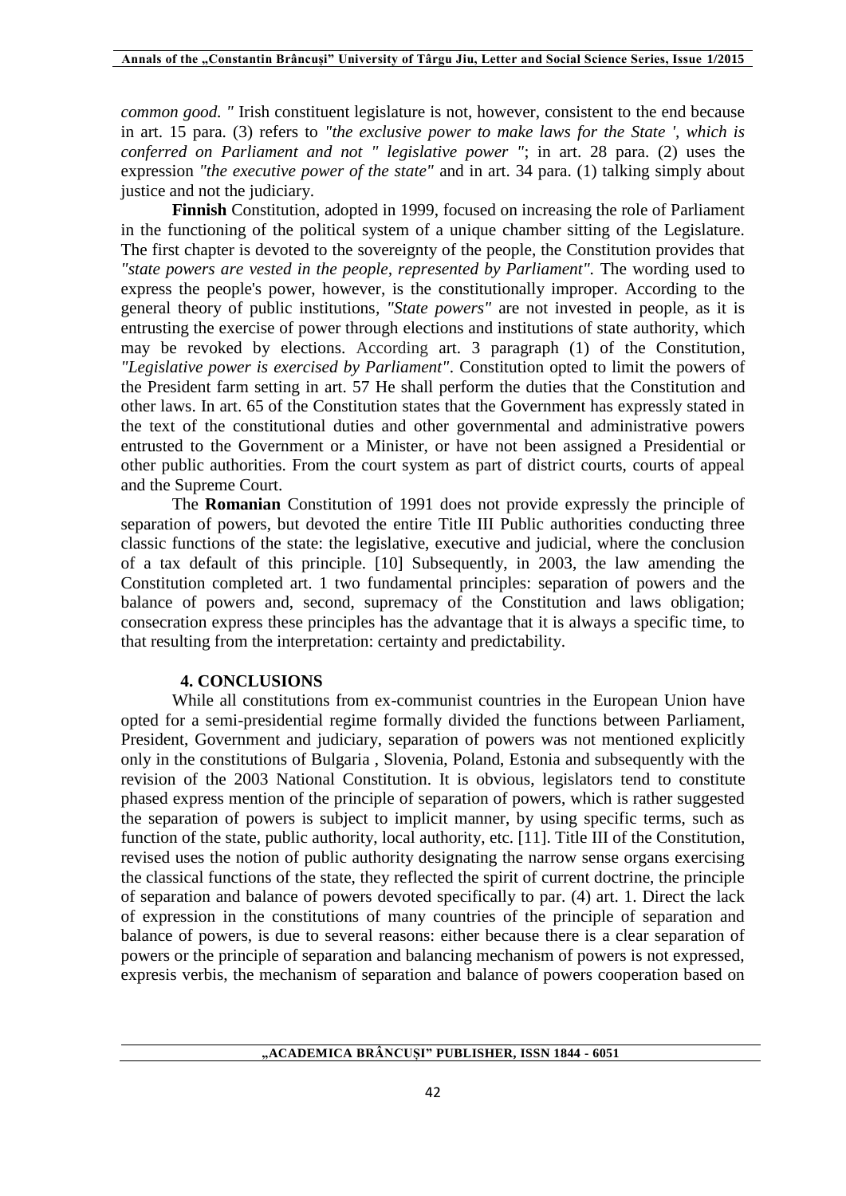*common good. "* Irish constituent legislature is not, however, consistent to the end because in art. 15 para. (3) refers to *"the exclusive power to make laws for the State ', which is conferred on Parliament and not " legislative power "*; in art. 28 para. (2) uses the expression *"the executive power of the state"* and in art. 34 para. (1) talking simply about justice and not the judiciary.

**Finnish** Constitution, adopted in 1999, focused on increasing the role of Parliament in the functioning of the political system of a unique chamber sitting of the Legislature. The first chapter is devoted to the sovereignty of the people, the Constitution provides that *"state powers are vested in the people, represented by Parliament".* The wording used to express the people's power, however, is the constitutionally improper. According to the general theory of public institutions, *"State powers"* are not invested in people, as it is entrusting the exercise of power through elections and institutions of state authority, which may be revoked by elections. According art. 3 paragraph (1) of the Constitution, *"Legislative power is exercised by Parliament"*. Constitution opted to limit the powers of the President farm setting in art. 57 He shall perform the duties that the Constitution and other laws. In art. 65 of the Constitution states that the Government has expressly stated in the text of the constitutional duties and other governmental and administrative powers entrusted to the Government or a Minister, or have not been assigned a Presidential or other public authorities. From the court system as part of district courts, courts of appeal and the Supreme Court.

The **Romanian** Constitution of 1991 does not provide expressly the principle of separation of powers, but devoted the entire Title III Public authorities conducting three classic functions of the state: the legislative, executive and judicial, where the conclusion of a tax default of this principle. [10] Subsequently, in 2003, the law amending the Constitution completed art. 1 two fundamental principles: separation of powers and the balance of powers and, second, supremacy of the Constitution and laws obligation; consecration express these principles has the advantage that it is always a specific time, to that resulting from the interpretation: certainty and predictability.

## 4. CONCLUSIONS

While all constitutions from ex-communist countries in the European Union have opted for a semi-presidential regime formally divided the functions between Parliament, President, Government and judiciary, separation of powers was not mentioned explicitly only in the constitutions of Bulgaria , Slovenia, Poland, Estonia and subsequently with the revision of the 2003 National Constitution. It is obvious, legislators tend to constitute phased express mention of the principle of separation of powers, which is rather suggested the separation of powers is subject to implicit manner, by using specific terms, such as function of the state, public authority, local authority, etc. [11]. Title III of the Constitution, revised uses the notion of public authority designating the narrow sense organs exercising the classical functions of the state, they reflected the spirit of current doctrine, the principle of separation and balance of powers devoted specifically to par. (4) art. 1. Direct the lack of expression in the constitutions of many countries of the principle of separation and balance of powers, is due to several reasons: either because there is a clear separation of powers or the principle of separation and balancing mechanism of powers is not expressed, expresis verbis, the mechanism of separation and balance of powers cooperation based on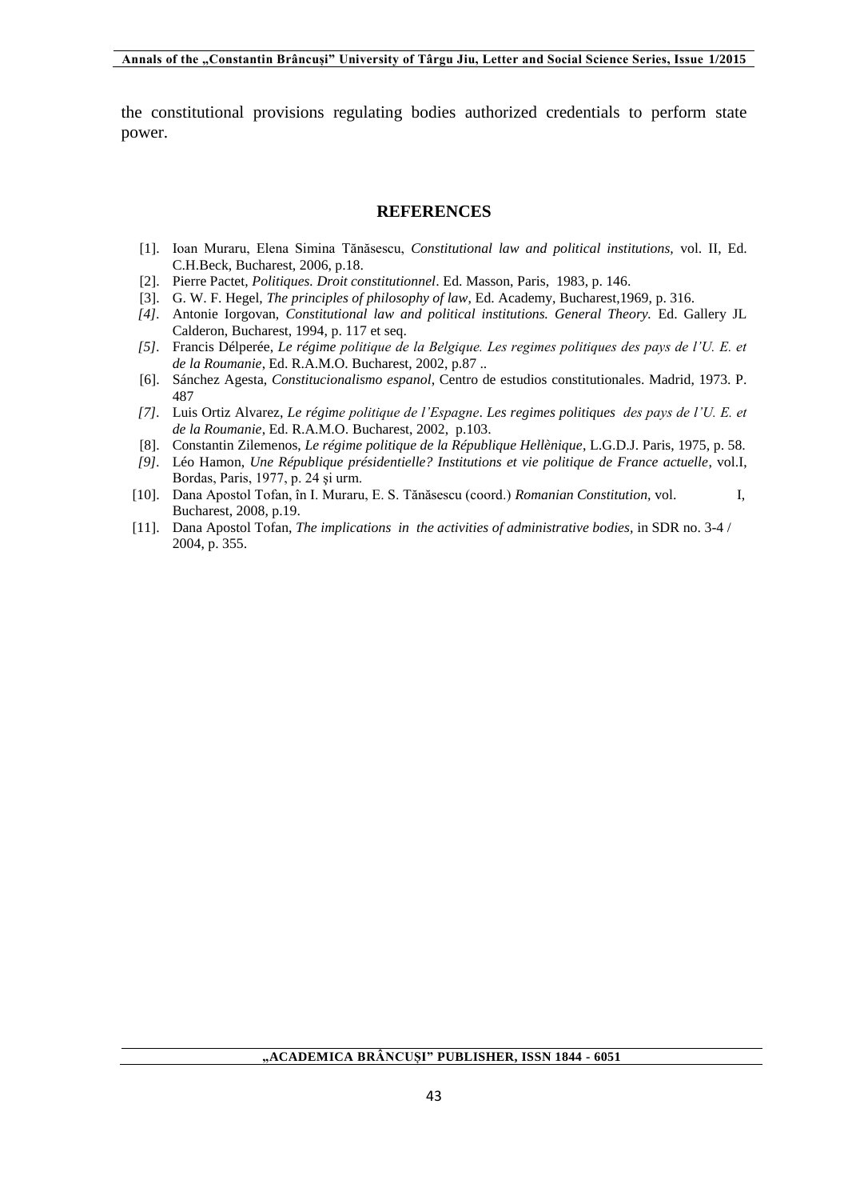the constitutional provisions regulating bodies authorized credentials to perform state power.

## REFERENCES

[1]. Ioan Muraru, Elena Simina Tănăsescu, *Constitutional law and political institutions,* vol. II, Ed. C.H.Beck, Bucharest, 2006, p.18.

[2]. Pierre Pactet, *Politiques. Droit constitutionnel*. Ed. Masson, Paris, 1983, p. 146.

[3]. G. W. F. Hegel, *The principles of philosophy of law*, Ed. Academy, Bucharest,1969, p. 316.

*[4]*. Antonie Iorgovan, *Constitutional law and political institutions. General Theory.* Ed. Gallery JL Calderon, Bucharest, 1994, p. 117 et seq.

*[5]*. Francis Délperée, *Le régime politique de la Belgique. Les regimes politiques des pays de l'U. E. et de la Roumanie*, Ed. R.A.M.O. Bucharest, 2002, p.87 ..

[6]. Sánchez Agesta, *Constitucionalismo espanol*, Centro de estudios constitutionales. Madrid, 1973. P. 487

*[7]*. Luis Ortiz Alvarez, *Le régime politique de l'Espagne*. *Les regimes politiques des pays de l'U. E. et de la Roumanie*, Ed. R.A.M.O. Bucharest, 2002, p.103.

[8]. Constantin Zilemenos, *Le régime politique de la République Hellènique*, L.G.D.J. Paris, 1975, p. 58.

*[9]*. Léo Hamon, *Une République présidentielle? Institutions et vie politique de France actuelle,* vol.I, Bordas, Paris, 1977, p. 24 şi urm.

[10]. Dana Apostol Tofan, în I. Muraru, E. S. Tănăsescu (coord.) *Romanian Constitution,* vol. I, Bucharest, 2008, p.19.

[11]. Dana Apostol Tofan, *The implications in the activities of administrative bodies*, in SDR no. 3-4 / 2004, p. 355.